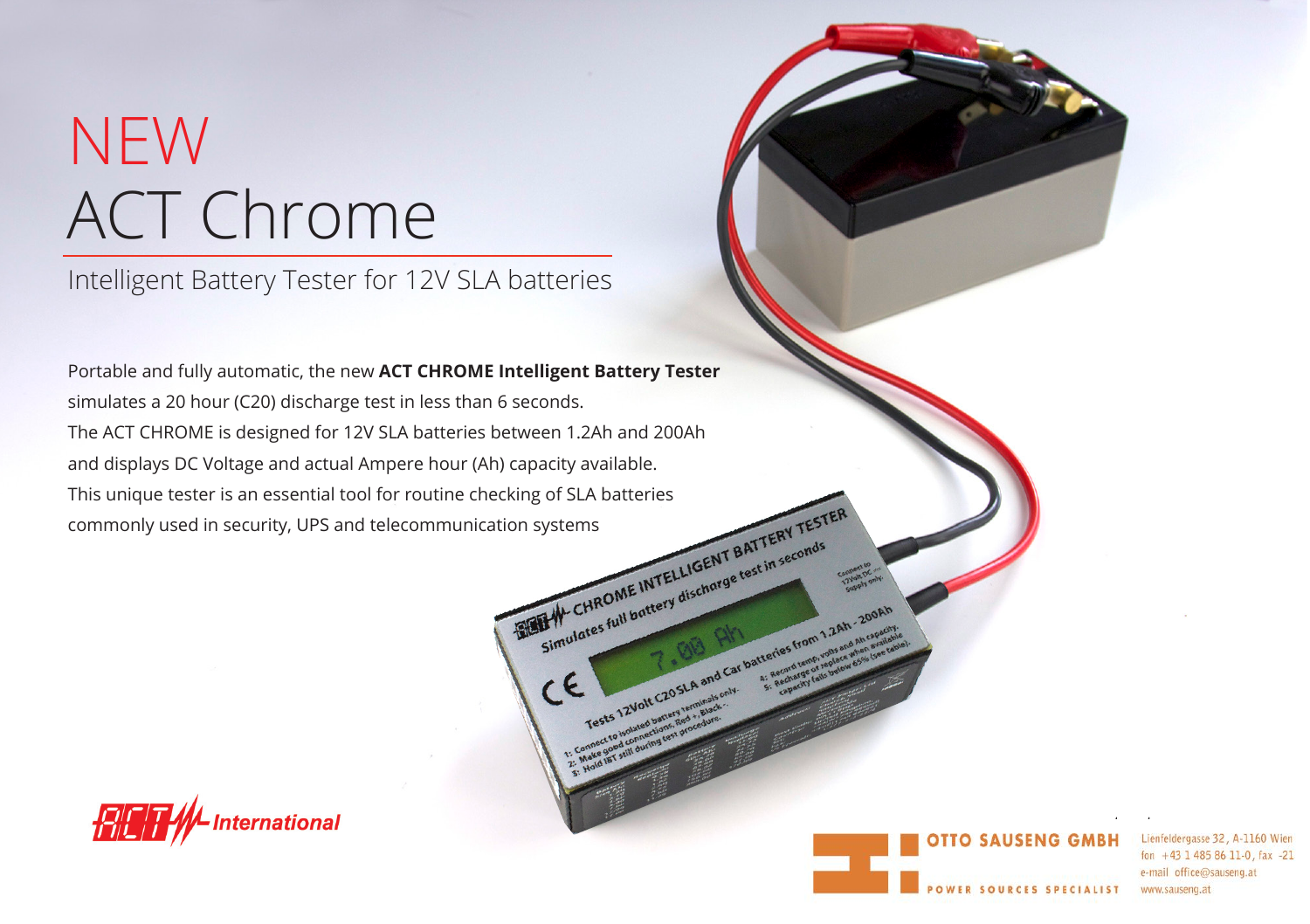# NEW ACT Chrome

## Intelligent Battery Tester for 12V SLA batteries

Portable and fully automatic, the new **ACT CHROME Intelligent Battery Tester** simulates a 20 hour (C20) discharge test in less than 6 seconds.
The ACT CHROME is designed for 12V SLA batteries between 1.2Ah and 200Ah and displays DC Voltage and actual Ampere hour (Ah) capacity available.
This unique tester is an essential tool for routine checking of SLA batteries commonly used in security, UPS and telecommunication systems

ACT International

OTTO SAUSENG GMBH
POWER SOURCES SPECIALIST

Lienfeldergasse 32, A-1160 Wien
fon +43 1 485 86 11-0, fax -21
e-mail office@sauseng.at
www.sauseng.at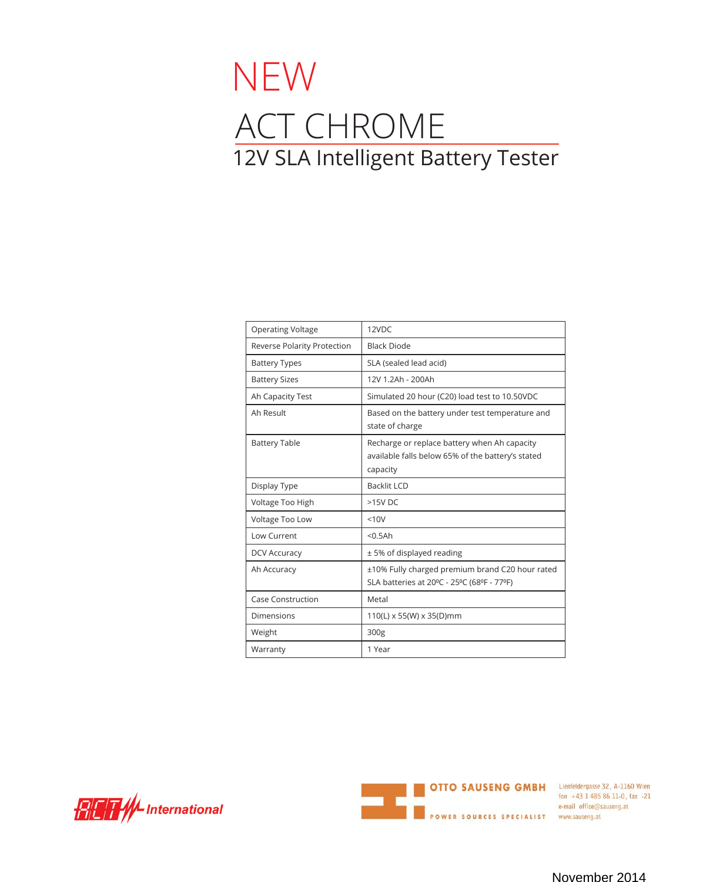NEW

# ACT CHROME

## 12V SLA Intelligent Battery Tester

| | |
|---|---|
| Operating Voltage | 12VDC |
| Reverse Polarity Protection | Black Diode |
| Battery Types | SLA (sealed lead acid) |
| Battery Sizes | 12V 1.2Ah - 200Ah |
| Ah Capacity Test | Simulated 20 hour (C20) load test to 10.50VDC |
| Ah Result | Based on the battery under test temperature and state of charge |
| Battery Table | Recharge or replace battery when Ah capacity available falls below 65% of the battery's stated capacity |
| Display Type | Backlit LCD |
| Voltage Too High | >15V DC |
| Voltage Too Low | <10V |
| Low Current | <0.5Ah |
| DCV Accuracy | ± 5% of displayed reading |
| Ah Accuracy | ±10% Fully charged premium brand C20 hour rated SLA batteries at 20ºC - 25ºC (68ºF - 77ºF) |
| Case Construction | Metal |
| Dimensions | 110(L) x 55(W) x 35(D)mm |
| Weight | 300g |
| Warranty | 1 Year |

ACT International

OTTO SAUSENG GMBH
POWER SOURCES SPECIALIST

Lienfeldergasse 32, A-1160 Wien
fon +43 1 485 86 11-0, fax -21
e-mail office@sauseng.at
www.sauseng.at

November 2014